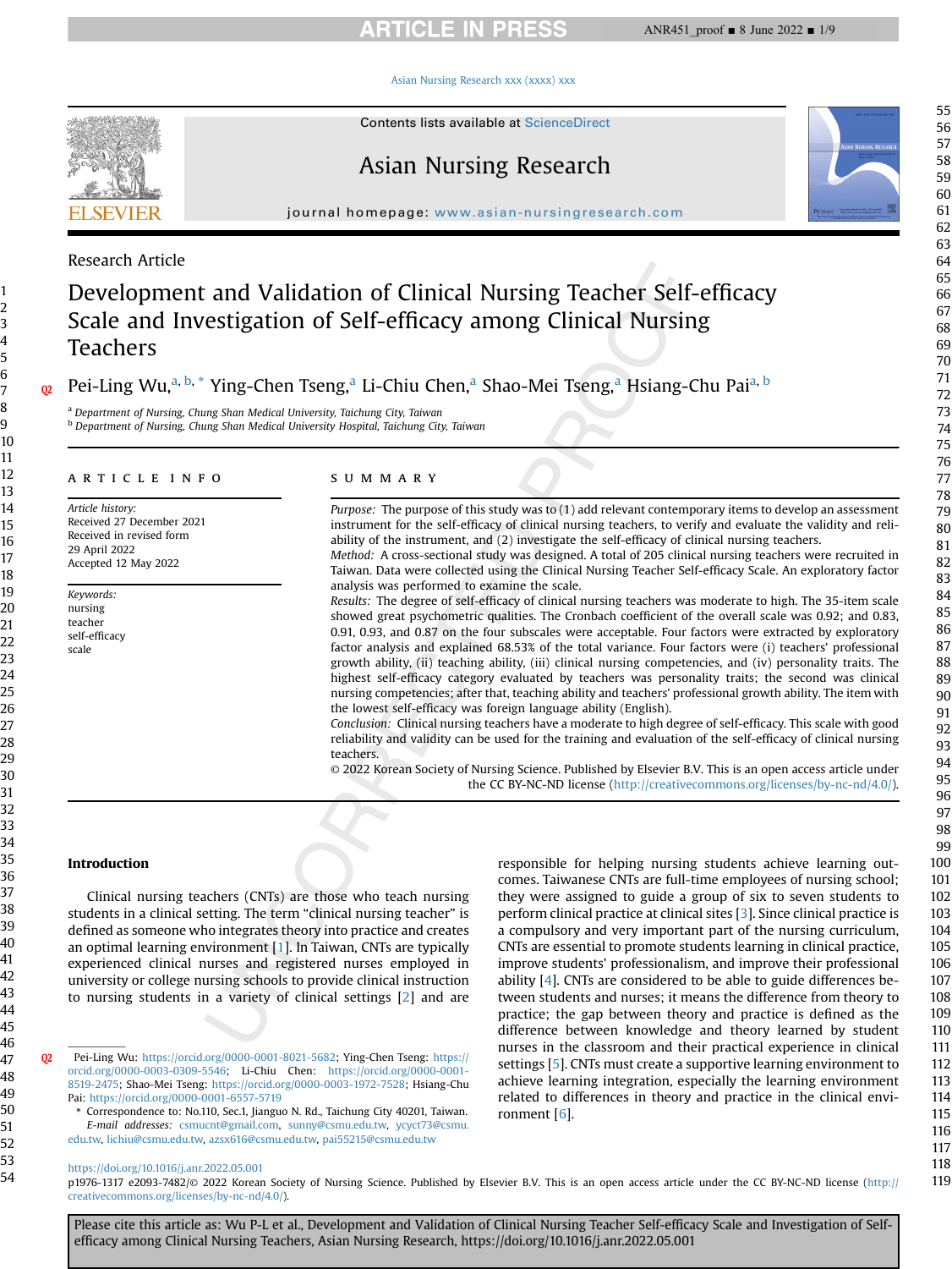Research Article

# Development and Validation of Clinical Nursing Teacher Self-efficacy Scale and Investigation of Self-efficacy among Clinical Nursing Teachers

Pei-Ling Wu,[a, b, *] Ying-Chen Tseng,[a] Li-Chiu Chen,[a] Shao-Mei Tseng,[a] Hsiang-Chu Pai[a, b]

[a] Department of Nursing, Chung Shan Medical University, Taichung City, Taiwan
[b] Department of Nursing, Chung Shan Medical University Hospital, Taichung City, Taiwan

**ARTICLE INFO**

*Article history:*
Received 27 December 2021
Received in revised form
29 April 2022
Accepted 12 May 2022

*Keywords:*
nursing
teacher
self-efficacy
scale

**SUMMARY**

*Purpose:* The purpose of this study was to (1) add relevant contemporary items to develop an assessment instrument for the self-efficacy of clinical nursing teachers, to verify and evaluate the validity and reliability of the instrument, and (2) investigate the self-efficacy of clinical nursing teachers.
*Method:* A cross-sectional study was designed. A total of 205 clinical nursing teachers were recruited in Taiwan. Data were collected using the Clinical Nursing Teacher Self-efficacy Scale. An exploratory factor analysis was performed to examine the scale.
*Results:* The degree of self-efficacy of clinical nursing teachers was moderate to high. The 35-item scale showed great psychometric qualities. The Cronbach coefficient of the overall scale was 0.92; and 0.83, 0.91, 0.93, and 0.87 on the four subscales were acceptable. Four factors were extracted by exploratory factor analysis and explained 68.53% of the total variance. Four factors were (i) teachers' professional growth ability, (ii) teaching ability, (iii) clinical nursing competencies, and (iv) personality traits. The highest self-efficacy category evaluated by teachers was personality traits; the second was clinical nursing competencies; after that, teaching ability and teachers' professional growth ability. The item with the lowest self-efficacy was foreign language ability (English).
*Conclusion:* Clinical nursing teachers have a moderate to high degree of self-efficacy. This scale with good reliability and validity can be used for the training and evaluation of the self-efficacy of clinical nursing teachers.
© 2022 Korean Society of Nursing Science. Published by Elsevier B.V. This is an open access article under the CC BY-NC-ND license (http://creativecommons.org/licenses/by-nc-nd/4.0/).

## Introduction

Clinical nursing teachers (CNTs) are those who teach nursing students in a clinical setting. The term "clinical nursing teacher" is defined as someone who integrates theory into practice and creates an optimal learning environment [1]. In Taiwan, CNTs are typically experienced clinical nurses and registered nurses employed in university or college nursing schools to provide clinical instruction to nursing students in a variety of clinical settings [2] and are responsible for helping nursing students achieve learning outcomes. Taiwanese CNTs are full-time employees of nursing school; they were assigned to guide a group of six to seven students to perform clinical practice at clinical sites [3]. Since clinical practice is a compulsory and very important part of the nursing curriculum, CNTs are essential to promote students learning in clinical practice, improve students' professionalism, and improve their professional ability [4]. CNTs are considered to be able to guide differences between students and nurses; it means the difference from theory to practice; the gap between theory and practice is defined as the difference between knowledge and theory learned by student nurses in the classroom and their practical experience in clinical settings [5]. CNTs must create a supportive learning environment to achieve learning integration, especially the learning environment related to differences in theory and practice in the clinical environment [6].

Pei-Ling Wu: https://orcid.org/0000-0001-8021-5682; Ying-Chen Tseng: https://orcid.org/0000-0003-0309-5546; Li-Chiu Chen: https://orcid.org/0000-0001-8519-2475; Shao-Mei Tseng: https://orcid.org/0000-0003-1972-7528; Hsiang-Chu Pai: https://orcid.org/0000-0001-6557-5719

\* Correspondence to: No.110, Sec.1, Jianguo N. Rd., Taichung City 40201, Taiwan.
*E-mail addresses:* csmucnt@gmail.com, sunny@csmu.edu.tw, ycyct73@csmu.edu.tw, lichiu@csmu.edu.tw, azsx616@csmu.edu.tw, pai55215@csmu.edu.tw

https://doi.org/10.1016/j.anr.2022.05.001
p1976-1317 e2093-7482/© 2022 Korean Society of Nursing Science. Published by Elsevier B.V. This is an open access article under the CC BY-NC-ND license (http://creativecommons.org/licenses/by-nc-nd/4.0/).

Please cite this article as: Wu P-L et al., Development and Validation of Clinical Nursing Teacher Self-efficacy Scale and Investigation of Self-efficacy among Clinical Nursing Teachers, Asian Nursing Research, https://doi.org/10.1016/j.anr.2022.05.001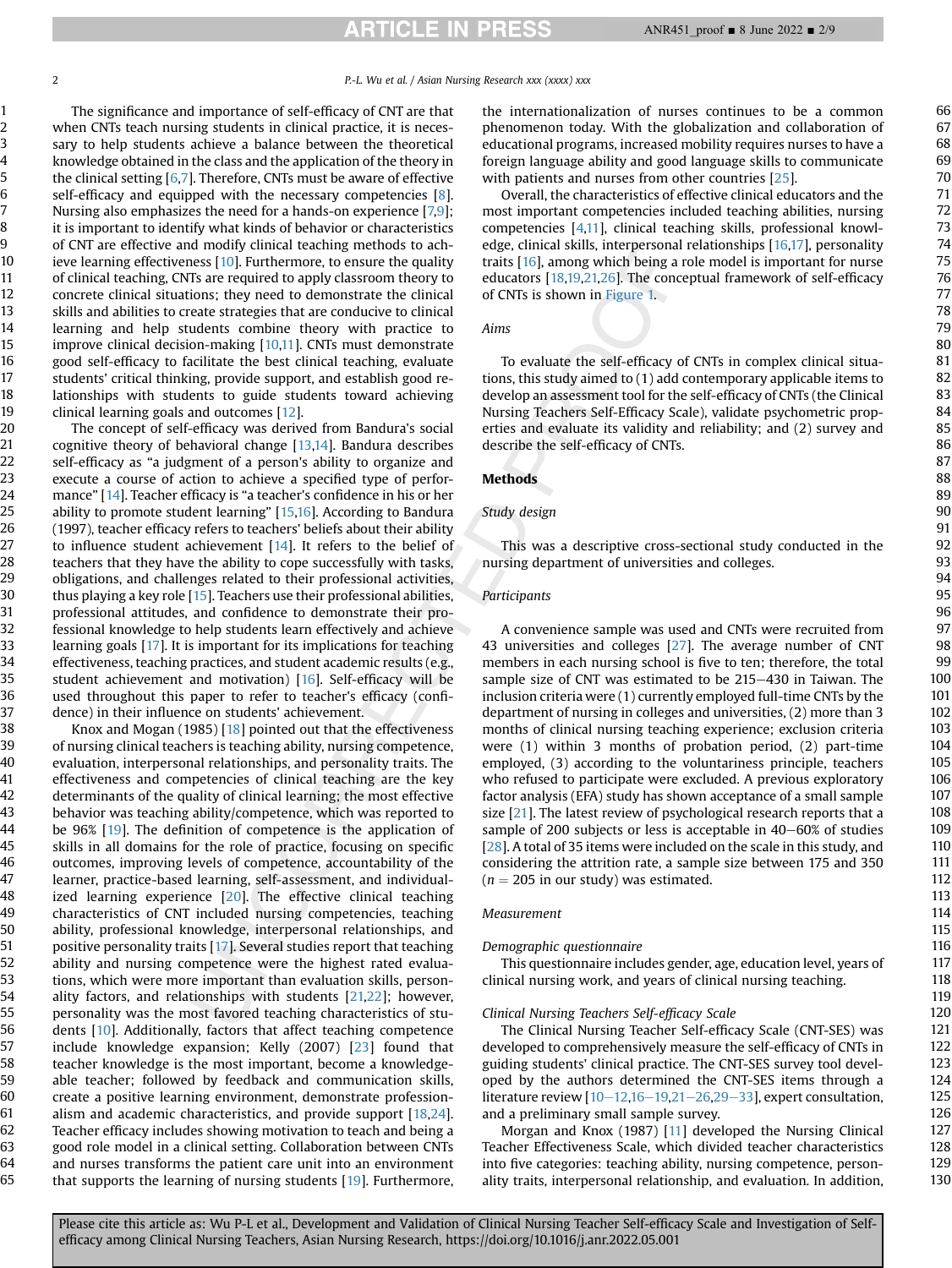The significance and importance of self-efficacy of CNT are that when CNTs teach nursing students in clinical practice, it is necessary to help students achieve a balance between the theoretical knowledge obtained in the class and the application of the theory in the clinical setting [6,7]. Therefore, CNTs must be aware of effective self-efficacy and equipped with the necessary competencies [8]. Nursing also emphasizes the need for a hands-on experience [7,9]; it is important to identify what kinds of behavior or characteristics of CNT are effective and modify clinical teaching methods to achieve learning effectiveness [10]. Furthermore, to ensure the quality of clinical teaching, CNTs are required to apply classroom theory to concrete clinical situations; they need to demonstrate the clinical skills and abilities to create strategies that are conducive to clinical learning and help students combine theory with practice to improve clinical decision-making [10,11]. CNTs must demonstrate good self-efficacy to facilitate the best clinical teaching, evaluate students' critical thinking, provide support, and establish good relationships with students to guide students toward achieving clinical learning goals and outcomes [12].

The concept of self-efficacy was derived from Bandura's social cognitive theory of behavioral change [13,14]. Bandura describes self-efficacy as "a judgment of a person's ability to organize and execute a course of action to achieve a specified type of performance" [14]. Teacher efficacy is "a teacher's confidence in his or her ability to promote student learning" [15,16]. According to Bandura (1997), teacher efficacy refers to teachers' beliefs about their ability to influence student achievement [14]. It refers to the belief of teachers that they have the ability to cope successfully with tasks, obligations, and challenges related to their professional activities, thus playing a key role [15]. Teachers use their professional abilities, professional attitudes, and confidence to demonstrate their professional knowledge to help students learn effectively and achieve learning goals [17]. It is important for its implications for teaching effectiveness, teaching practices, and student academic results (e.g., student achievement and motivation) [16]. Self-efficacy will be used throughout this paper to refer to teacher's efficacy (confidence) in their influence on students' achievement.

Knox and Mogan (1985) [18] pointed out that the effectiveness of nursing clinical teachers is teaching ability, nursing competence, evaluation, interpersonal relationships, and personality traits. The effectiveness and competencies of clinical teaching are the key determinants of the quality of clinical learning; the most effective behavior was teaching ability/competence, which was reported to be 96% [19]. The definition of competence is the application of skills in all domains for the role of practice, focusing on specific outcomes, improving levels of competence, accountability of the learner, practice-based learning, self-assessment, and individualized learning experience [20]. The effective clinical teaching characteristics of CNT included nursing competencies, teaching ability, professional knowledge, interpersonal relationships, and positive personality traits [17]. Several studies report that teaching ability and nursing competence were the highest rated evaluations, which were more important than evaluation skills, personality factors, and relationships with students [21,22]; however, personality was the most favored teaching characteristics of students [10]. Additionally, factors that affect teaching competence include knowledge expansion; Kelly (2007) [23] found that teacher knowledge is the most important, become a knowledgeable teacher; followed by feedback and communication skills, create a positive learning environment, demonstrate professionalism and academic characteristics, and provide support [18,24]. Teacher efficacy includes showing motivation to teach and being a good role model in a clinical setting. Collaboration between CNTs and nurses transforms the patient care unit into an environment that supports the learning of nursing students [19]. Furthermore, the internationalization of nurses continues to be a common phenomenon today. With the globalization and collaboration of educational programs, increased mobility requires nurses to have a foreign language ability and good language skills to communicate with patients and nurses from other countries [25].

Overall, the characteristics of effective clinical educators and the most important competencies included teaching abilities, nursing competencies [4,11], clinical teaching skills, professional knowledge, clinical skills, interpersonal relationships [16,17], personality traits [16], among which being a role model is important for nurse educators [18,19,21,26]. The conceptual framework of self-efficacy of CNTs is shown in Figure 1.

*Aims*

To evaluate the self-efficacy of CNTs in complex clinical situations, this study aimed to (1) add contemporary applicable items to develop an assessment tool for the self-efficacy of CNTs (the Clinical Nursing Teachers Self-Efficacy Scale), validate psychometric properties and evaluate its validity and reliability; and (2) survey and describe the self-efficacy of CNTs.

## Methods

*Study design*

This was a descriptive cross-sectional study conducted in the nursing department of universities and colleges.

*Participants*

A convenience sample was used and CNTs were recruited from 43 universities and colleges [27]. The average number of CNT members in each nursing school is five to ten; therefore, the total sample size of CNT was estimated to be 215–430 in Taiwan. The inclusion criteria were (1) currently employed full-time CNTs by the department of nursing in colleges and universities, (2) more than 3 months of clinical nursing teaching experience; exclusion criteria were (1) within 3 months of probation period, (2) part-time employed, (3) according to the voluntariness principle, teachers who refused to participate were excluded. A previous exploratory factor analysis (EFA) study has shown acceptance of a small sample size [21]. The latest review of psychological research reports that a sample of 200 subjects or less is acceptable in 40–60% of studies [28]. A total of 35 items were included on the scale in this study, and considering the attrition rate, a sample size between 175 and 350 ($n = 205$ in our study) was estimated.

*Measurement*

*Demographic questionnaire*

This questionnaire includes gender, age, education level, years of clinical nursing work, and years of clinical nursing teaching.

*Clinical Nursing Teachers Self-efficacy Scale*

The Clinical Nursing Teacher Self-efficacy Scale (CNT-SES) was developed to comprehensively measure the self-efficacy of CNTs in guiding students' clinical practice. The CNT-SES survey tool developed by the authors determined the CNT-SES items through a literature review [10–12,16–19,21–26,29–33], expert consultation, and a preliminary small sample survey.

Morgan and Knox (1987) [11] developed the Nursing Clinical Teacher Effectiveness Scale, which divided teacher characteristics into five categories: teaching ability, nursing competence, personality traits, interpersonal relationship, and evaluation. In addition,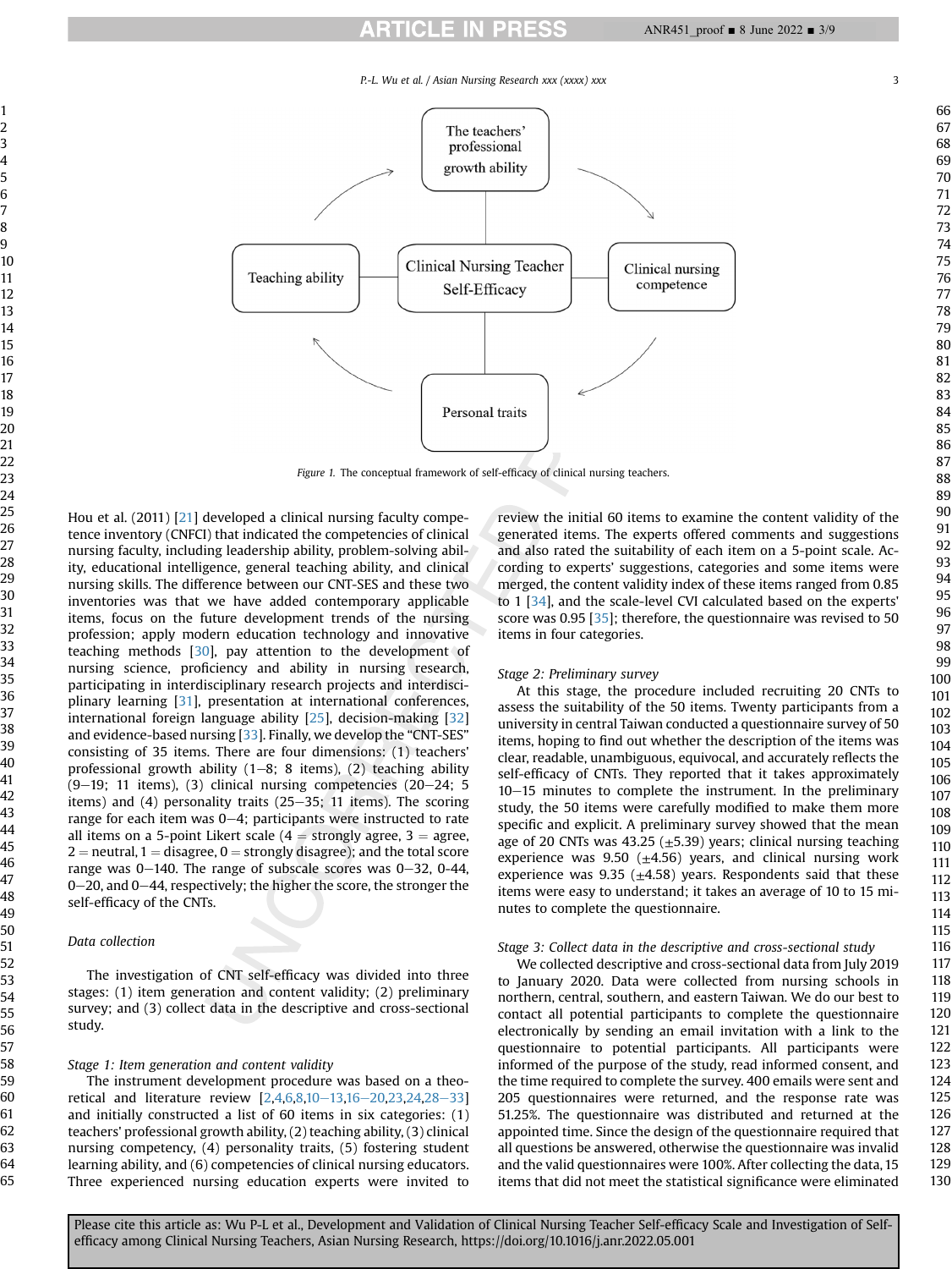Figure 1. The conceptual framework of self-efficacy of clinical nursing teachers.

Hou et al. (2011) [21] developed a clinical nursing faculty competence inventory (CNFCI) that indicated the competencies of clinical nursing faculty, including leadership ability, problem-solving ability, educational intelligence, general teaching ability, and clinical nursing skills. The difference between our CNT-SES and these two inventories was that we have added contemporary applicable items, focus on the future development trends of the nursing profession; apply modern education technology and innovative teaching methods [30], pay attention to the development of nursing science, proficiency and ability in nursing research, participating in interdisciplinary research projects and interdisciplinary learning [31], presentation at international conferences, international foreign language ability [25], decision-making [32] and evidence-based nursing [33]. Finally, we develop the "CNT-SES" consisting of 35 items. There are four dimensions: (1) teachers' professional growth ability (1–8; 8 items), (2) teaching ability (9–19; 11 items), (3) clinical nursing competencies (20–24; 5 items) and (4) personality traits (25–35; 11 items). The scoring range for each item was 0–4; participants were instructed to rate all items on a 5-point Likert scale (4 = strongly agree, 3 = agree, 2 = neutral, 1 = disagree, 0 = strongly disagree); and the total score range was 0–140. The range of subscale scores was 0–32, 0-44, 0–20, and 0–44, respectively; the higher the score, the stronger the self-efficacy of the CNTs.

### Data collection

The investigation of CNT self-efficacy was divided into three stages: (1) item generation and content validity; (2) preliminary survey; and (3) collect data in the descriptive and cross-sectional study.

#### Stage 1: Item generation and content validity

The instrument development procedure was based on a theoretical and literature review [2,4,6,8,10–13,16–20,23,24,28–33] and initially constructed a list of 60 items in six categories: (1) teachers' professional growth ability, (2) teaching ability, (3) clinical nursing competency, (4) personality traits, (5) fostering student learning ability, and (6) competencies of clinical nursing educators. Three experienced nursing education experts were invited to review the initial 60 items to examine the content validity of the generated items. The experts offered comments and suggestions and also rated the suitability of each item on a 5-point scale. According to experts' suggestions, categories and some items were merged, the content validity index of these items ranged from 0.85 to 1 [34], and the scale-level CVI calculated based on the experts' score was 0.95 [35]; therefore, the questionnaire was revised to 50 items in four categories.

#### Stage 2: Preliminary survey

At this stage, the procedure included recruiting 20 CNTs to assess the suitability of the 50 items. Twenty participants from a university in central Taiwan conducted a questionnaire survey of 50 items, hoping to find out whether the description of the items was clear, readable, unambiguous, equivocal, and accurately reflects the self-efficacy of CNTs. They reported that it takes approximately 10–15 minutes to complete the instrument. In the preliminary study, the 50 items were carefully modified to make them more specific and explicit. A preliminary survey showed that the mean age of 20 CNTs was 43.25 (±5.39) years; clinical nursing teaching experience was 9.50 (±4.56) years, and clinical nursing work experience was 9.35 (±4.58) years. Respondents said that these items were easy to understand; it takes an average of 10 to 15 minutes to complete the questionnaire.

#### Stage 3: Collect data in the descriptive and cross-sectional study

We collected descriptive and cross-sectional data from July 2019 to January 2020. Data were collected from nursing schools in northern, central, southern, and eastern Taiwan. We do our best to contact all potential participants to complete the questionnaire electronically by sending an email invitation with a link to the questionnaire to potential participants. All participants were informed of the purpose of the study, read informed consent, and the time required to complete the survey. 400 emails were sent and 205 questionnaires were returned, and the response rate was 51.25%. The questionnaire was distributed and returned at the appointed time. Since the design of the questionnaire required that all questions be answered, otherwise the questionnaire was invalid and the valid questionnaires were 100%. After collecting the data, 15 items that did not meet the statistical significance were eliminated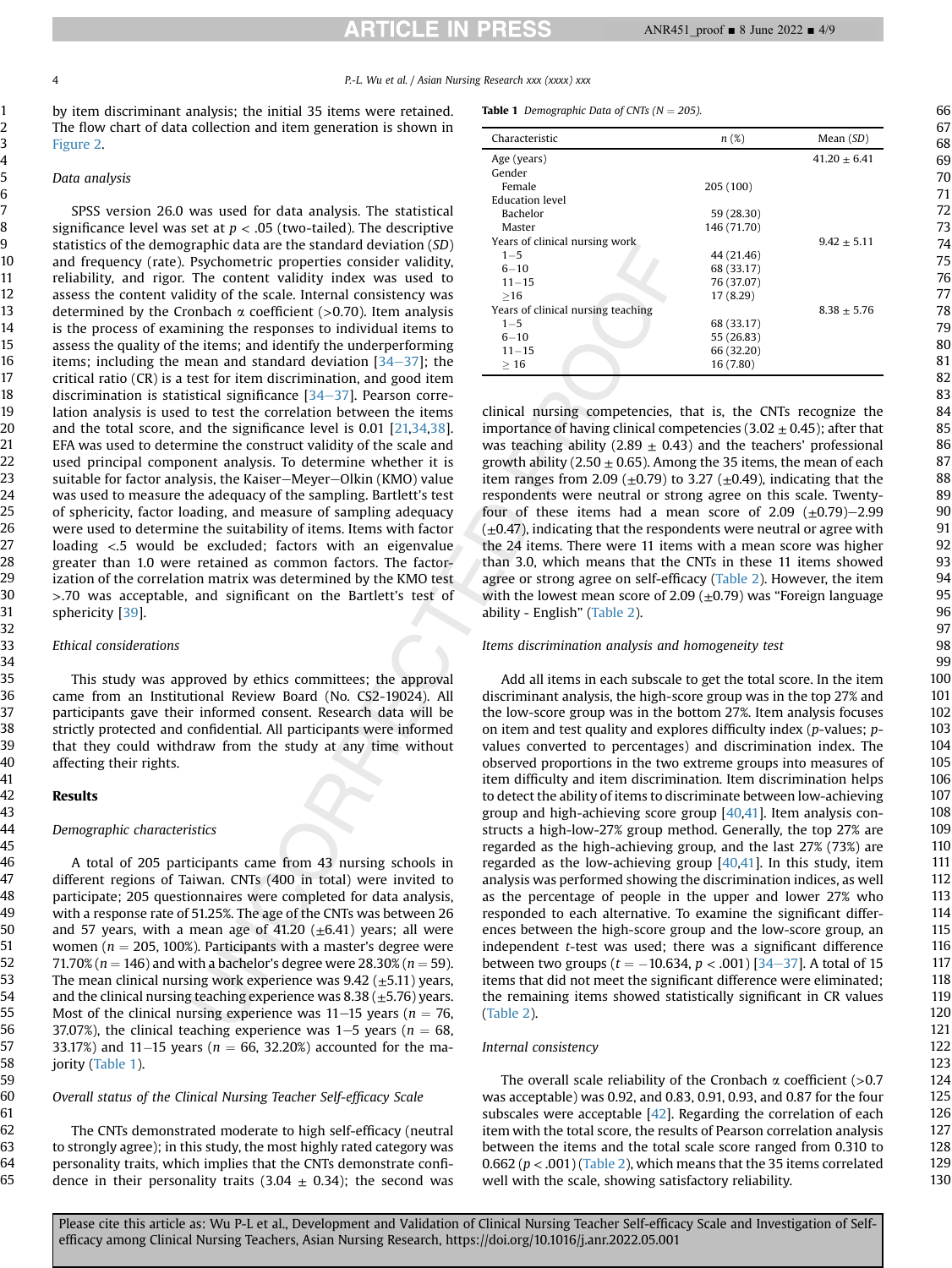by item discriminant analysis; the initial 35 items were retained. The flow chart of data collection and item generation is shown in Figure 2.

### Data analysis

SPSS version 26.0 was used for data analysis. The statistical significance level was set at $p < .05$ (two-tailed). The descriptive statistics of the demographic data are the standard deviation (*SD*) and frequency (rate). Psychometric properties consider validity, reliability, and rigor. The content validity index was used to assess the content validity of the scale. Internal consistency was determined by the Cronbach α coefficient (>0.70). Item analysis is the process of examining the responses to individual items to assess the quality of the items; and identify the underperforming items; including the mean and standard deviation [34–37]; the critical ratio (CR) is a test for item discrimination, and good item discrimination is statistical significance [34–37]. Pearson correlation analysis is used to test the correlation between the items and the total score, and the significance level is 0.01 [21,34,38]. EFA was used to determine the construct validity of the scale and used principal component analysis. To determine whether it is suitable for factor analysis, the Kaiser–Meyer–Olkin (KMO) value was used to measure the adequacy of the sampling. Bartlett's test of sphericity, factor loading, and measure of sampling adequacy were used to determine the suitability of items. Items with factor loading <.5 would be excluded; factors with an eigenvalue greater than 1.0 were retained as common factors. The factorization of the correlation matrix was determined by the KMO test >.70 was acceptable, and significant on the Bartlett's test of sphericity [39].

### Ethical considerations

This study was approved by ethics committees; the approval came from an Institutional Review Board (No. CS2-19024). All participants gave their informed consent. Research data will be strictly protected and confidential. All participants were informed that they could withdraw from the study at any time without affecting their rights.

## Results

### Demographic characteristics

A total of 205 participants came from 43 nursing schools in different regions of Taiwan. CNTs (400 in total) were invited to participate; 205 questionnaires were completed for data analysis, with a response rate of 51.25%. The age of the CNTs was between 26 and 57 years, with a mean age of 41.20 (±6.41) years; all were women ($n = 205$, 100%). Participants with a master's degree were 71.70% ($n = 146$) and with a bachelor's degree were 28.30% ($n = 59$). The mean clinical nursing work experience was 9.42 (±5.11) years, and the clinical nursing teaching experience was 8.38 (±5.76) years. Most of the clinical nursing experience was 11–15 years ($n = 76$, 37.07%), the clinical teaching experience was 1–5 years ($n = 68$, 33.17%) and 11–15 years ($n = 66$, 32.20%) accounted for the majority (Table 1).

**Table 1** *Demographic Data of CNTs (N = 205).*

| Characteristic | *n* (%) | Mean (*SD*) |
|---|---|---|
| Age (years) | | 41.20 ± 6.41 |
| Gender | | |
| Female | 205 (100) | |
| Education level | | |
| Bachelor | 59 (28.30) | |
| Master | 146 (71.70) | |
| Years of clinical nursing work | | 9.42 ± 5.11 |
| 1–5 | 44 (21.46) | |
| 6–10 | 68 (33.17) | |
| 11–15 | 76 (37.07) | |
| ≥16 | 17 (8.29) | |
| Years of clinical nursing teaching | | 8.38 ± 5.76 |
| 1–5 | 68 (33.17) | |
| 6–10 | 55 (26.83) | |
| 11–15 | 66 (32.20) | |
| ≥ 16 | 16 (7.80) | |

### Overall status of the Clinical Nursing Teacher Self-efficacy Scale

The CNTs demonstrated moderate to high self-efficacy (neutral to strongly agree); in this study, the most highly rated category was personality traits, which implies that the CNTs demonstrate confidence in their personality traits (3.04 ± 0.34); the second was clinical nursing competencies, that is, the CNTs recognize the importance of having clinical competencies (3.02 ± 0.45); after that was teaching ability (2.89 ± 0.43) and the teachers' professional growth ability (2.50 ± 0.65). Among the 35 items, the mean of each item ranges from 2.09 (±0.79) to 3.27 (±0.49), indicating that the respondents were neutral or strong agree on this scale. Twenty-four of these items had a mean score of 2.09 (±0.79)–2.99 (±0.47), indicating that the respondents were neutral or agree with the 24 items. There were 11 items with a mean score was higher than 3.0, which means that the CNTs in these 11 items showed agree or strong agree on self-efficacy (Table 2). However, the item with the lowest mean score of 2.09 (±0.79) was "Foreign language ability - English" (Table 2).

### Items discrimination analysis and homogeneity test

Add all items in each subscale to get the total score. In the item discriminant analysis, the high-score group was in the top 27% and the low-score group was in the bottom 27%. Item analysis focuses on item and test quality and explores difficulty index (*p*-values; *p*-values converted to percentages) and discrimination index. The observed proportions in the two extreme groups into measures of item difficulty and item discrimination. Item discrimination helps to detect the ability of items to discriminate between low-achieving group and high-achieving score group [40,41]. Item analysis constructs a high-low-27% group method. Generally, the top 27% are regarded as the high-achieving group, and the last 27% (73%) are regarded as the low-achieving group [40,41]. In this study, item analysis was performed showing the discrimination indices, as well as the percentage of people in the upper and lower 27% who responded to each alternative. To examine the significant differences between the high-score group and the low-score group, an independent *t*-test was used; there was a significant difference between two groups ($t = -10.634$, $p < .001$) [34–37]. A total of 15 items that did not meet the significant difference were eliminated; the remaining items showed statistically significant in CR values (Table 2).

### Internal consistency

The overall scale reliability of the Cronbach α coefficient (>0.7 was acceptable) was 0.92, and 0.83, 0.91, 0.93, and 0.87 for the four subscales were acceptable [42]. Regarding the correlation of each item with the total score, the results of Pearson correlation analysis between the items and the total scale score ranged from 0.310 to 0.662 ($p < .001$) (Table 2), which means that the 35 items correlated well with the scale, showing satisfactory reliability.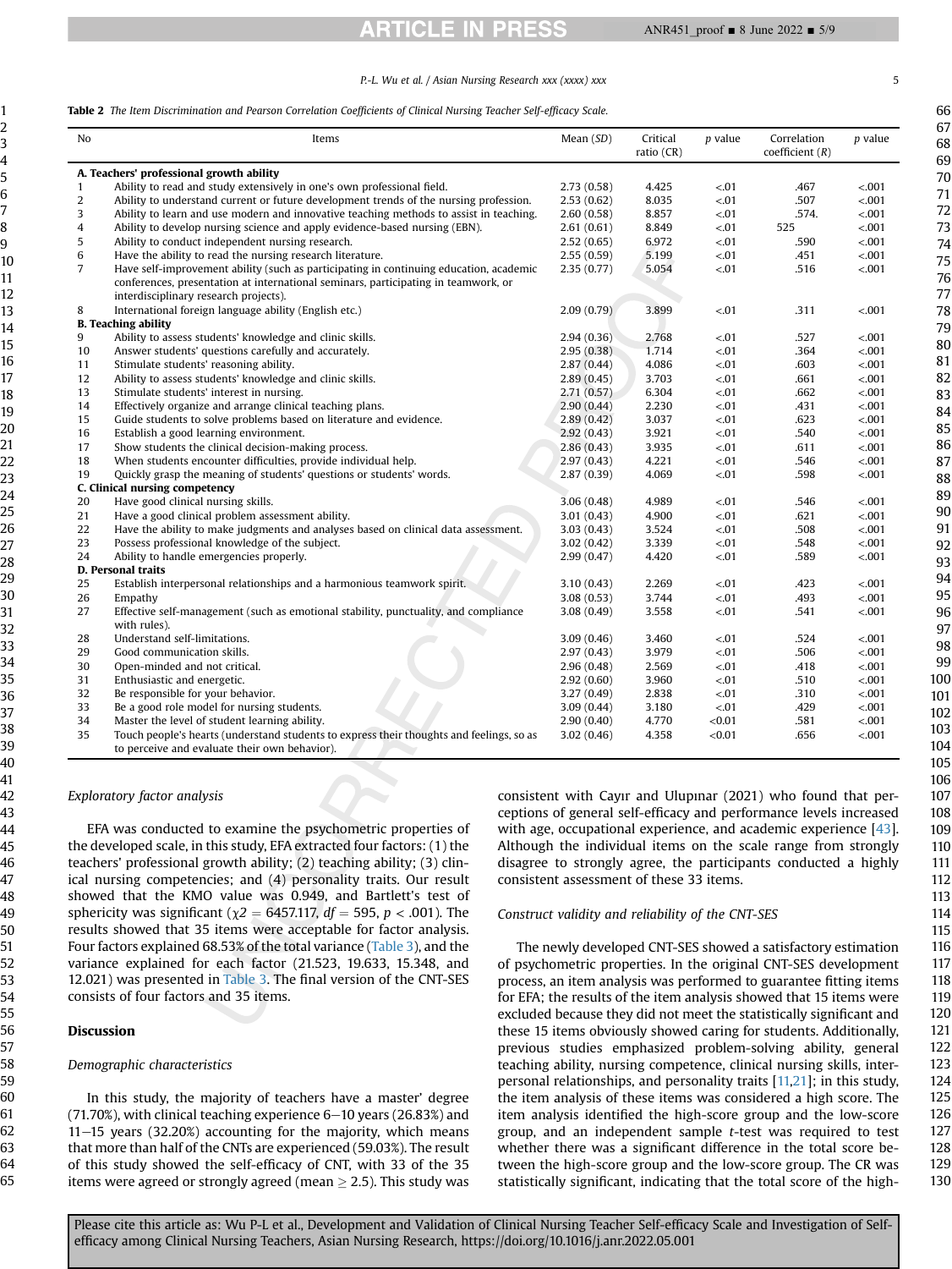**Table 2** *The Item Discrimination and Pearson Correlation Coefficients of Clinical Nursing Teacher Self-efficacy Scale.*

| No | Items | Mean (*SD*) | Critical ratio (CR) | *p* value | Correlation coefficient (*R*) | *p* value |
|---|---|---|---|---|---|---|
| **A. Teachers' professional growth ability** | | | | | | |
| 1 | Ability to read and study extensively in one's own professional field. | 2.73 (0.58) | 4.425 | <.01 | .467 | <.001 |
| 2 | Ability to understand current or future development trends of the nursing profession. | 2.53 (0.62) | 8.035 | <.01 | .507 | <.001 |
| 3 | Ability to learn and use modern and innovative teaching methods to assist in teaching. | 2.60 (0.58) | 8.857 | <.01 | .574. | <.001 |
| 4 | Ability to develop nursing science and apply evidence-based nursing (EBN). | 2.61 (0.61) | 8.849 | <.01 | 525 | <.001 |
| 5 | Ability to conduct independent nursing research. | 2.52 (0.65) | 6.972 | <.01 | .590 | <.001 |
| 6 | Have the ability to read the nursing research literature. | 2.55 (0.59) | 5.199 | <.01 | .451 | <.001 |
| 7 | Have self-improvement ability (such as participating in continuing education, academic conferences, presentation at international seminars, participating in teamwork, or interdisciplinary research projects). | 2.35 (0.77) | 5.054 | <.01 | .516 | <.001 |
| 8 | International foreign language ability (English etc.) | 2.09 (0.79) | 3.899 | <.01 | .311 | <.001 |
| **B. Teaching ability** | | | | | | |
| 9 | Ability to assess students' knowledge and clinic skills. | 2.94 (0.36) | 2.768 | <.01 | .527 | <.001 |
| 10 | Answer students' questions carefully and accurately. | 2.95 (0.38) | 1.714 | <.01 | .364 | <.001 |
| 11 | Stimulate students' reasoning ability. | 2.87 (0.44) | 4.086 | <.01 | .603 | <.001 |
| 12 | Ability to assess students' knowledge and clinic skills. | 2.89 (0.45) | 3.703 | <.01 | .661 | <.001 |
| 13 | Stimulate students' interest in nursing. | 2.71 (0.57) | 6.304 | <.01 | .662 | <.001 |
| 14 | Effectively organize and arrange clinical teaching plans. | 2.90 (0.44) | 2.230 | <.01 | .431 | <.001 |
| 15 | Guide students to solve problems based on literature and evidence. | 2.89 (0.42) | 3.037 | <.01 | .623 | <.001 |
| 16 | Establish a good learning environment. | 2.92 (0.43) | 3.921 | <.01 | .540 | <.001 |
| 17 | Show students the clinical decision-making process. | 2.86 (0.43) | 3.935 | <.01 | .611 | <.001 |
| 18 | When students encounter difficulties, provide individual help. | 2.97 (0.43) | 4.221 | <.01 | .546 | <.001 |
| 19 | Quickly grasp the meaning of students' questions or students' words. | 2.87 (0.39) | 4.069 | <.01 | .598 | <.001 |
| **C. Clinical nursing competency** | | | | | | |
| 20 | Have good clinical nursing skills. | 3.06 (0.48) | 4.989 | <.01 | .546 | <.001 |
| 21 | Have a good clinical problem assessment ability. | 3.01 (0.43) | 4.900 | <.01 | .621 | <.001 |
| 22 | Have the ability to make judgments and analyses based on clinical data assessment. | 3.03 (0.43) | 3.524 | <.01 | .508 | <.001 |
| 23 | Possess professional knowledge of the subject. | 3.02 (0.42) | 3.339 | <.01 | .548 | <.001 |
| 24 | Ability to handle emergencies properly. | 2.99 (0.47) | 4.420 | <.01 | .589 | <.001 |
| **D. Personal traits** | | | | | | |
| 25 | Establish interpersonal relationships and a harmonious teamwork spirit. | 3.10 (0.43) | 2.269 | <.01 | .423 | <.001 |
| 26 | Empathy | 3.08 (0.53) | 3.744 | <.01 | .493 | <.001 |
| 27 | Effective self-management (such as emotional stability, punctuality, and compliance with rules). | 3.08 (0.49) | 3.558 | <.01 | .541 | <.001 |
| 28 | Understand self-limitations. | 3.09 (0.46) | 3.460 | <.01 | .524 | <.001 |
| 29 | Good communication skills. | 2.97 (0.43) | 3.979 | <.01 | .506 | <.001 |
| 30 | Open-minded and not critical. | 2.96 (0.48) | 2.569 | <.01 | .418 | <.001 |
| 31 | Enthusiastic and energetic. | 2.92 (0.60) | 3.960 | <.01 | .510 | <.001 |
| 32 | Be responsible for your behavior. | 3.27 (0.49) | 2.838 | <.01 | .310 | <.001 |
| 33 | Be a good role model for nursing students. | 3.09 (0.44) | 3.180 | <.01 | .429 | <.001 |
| 34 | Master the level of student learning ability. | 2.90 (0.40) | 4.770 | <0.01 | .581 | <.001 |
| 35 | Touch people's hearts (understand students to express their thoughts and feelings, so as to perceive and evaluate their own behavior). | 3.02 (0.46) | 4.358 | <0.01 | .656 | <.001 |

*Exploratory factor analysis*

EFA was conducted to examine the psychometric properties of the developed scale, in this study, EFA extracted four factors: (1) the teachers' professional growth ability; (2) teaching ability; (3) clinical nursing competencies; and (4) personality traits. Our result showed that the KMO value was 0.949, and Bartlett's test of sphericity was significant ($\chi 2 = 6457.117$, $df = 595$, $p < .001$). The results showed that 35 items were acceptable for factor analysis. Four factors explained 68.53% of the total variance (Table 3), and the variance explained for each factor (21.523, 19.633, 15.348, and 12.021) was presented in Table 3. The final version of the CNT-SES consists of four factors and 35 items.

## Discussion

*Demographic characteristics*

In this study, the majority of teachers have a master' degree (71.70%), with clinical teaching experience 6−10 years (26.83%) and 11−15 years (32.20%) accounting for the majority, which means that more than half of the CNTs are experienced (59.03%). The result of this study showed the self-efficacy of CNT, with 33 of the 35 items were agreed or strongly agreed (mean ≥ 2.5). This study was consistent with Cayır and Ulupınar (2021) who found that perceptions of general self-efficacy and performance levels increased with age, occupational experience, and academic experience [43]. Although the individual items on the scale range from strongly disagree to strongly agree, the participants conducted a highly consistent assessment of these 33 items.

*Construct validity and reliability of the CNT-SES*

The newly developed CNT-SES showed a satisfactory estimation of psychometric properties. In the original CNT-SES development process, an item analysis was performed to guarantee fitting items for EFA; the results of the item analysis showed that 15 items were excluded because they did not meet the statistically significant and these 15 items obviously showed caring for students. Additionally, previous studies emphasized problem-solving ability, general teaching ability, nursing competence, clinical nursing skills, interpersonal relationships, and personality traits [11,21]; in this study, the item analysis of these items was considered a high score. The item analysis identified the high-score group and the low-score group, and an independent sample *t*-test was required to test whether there was a significant difference in the total score between the high-score group and the low-score group. The CR was statistically significant, indicating that the total score of the high-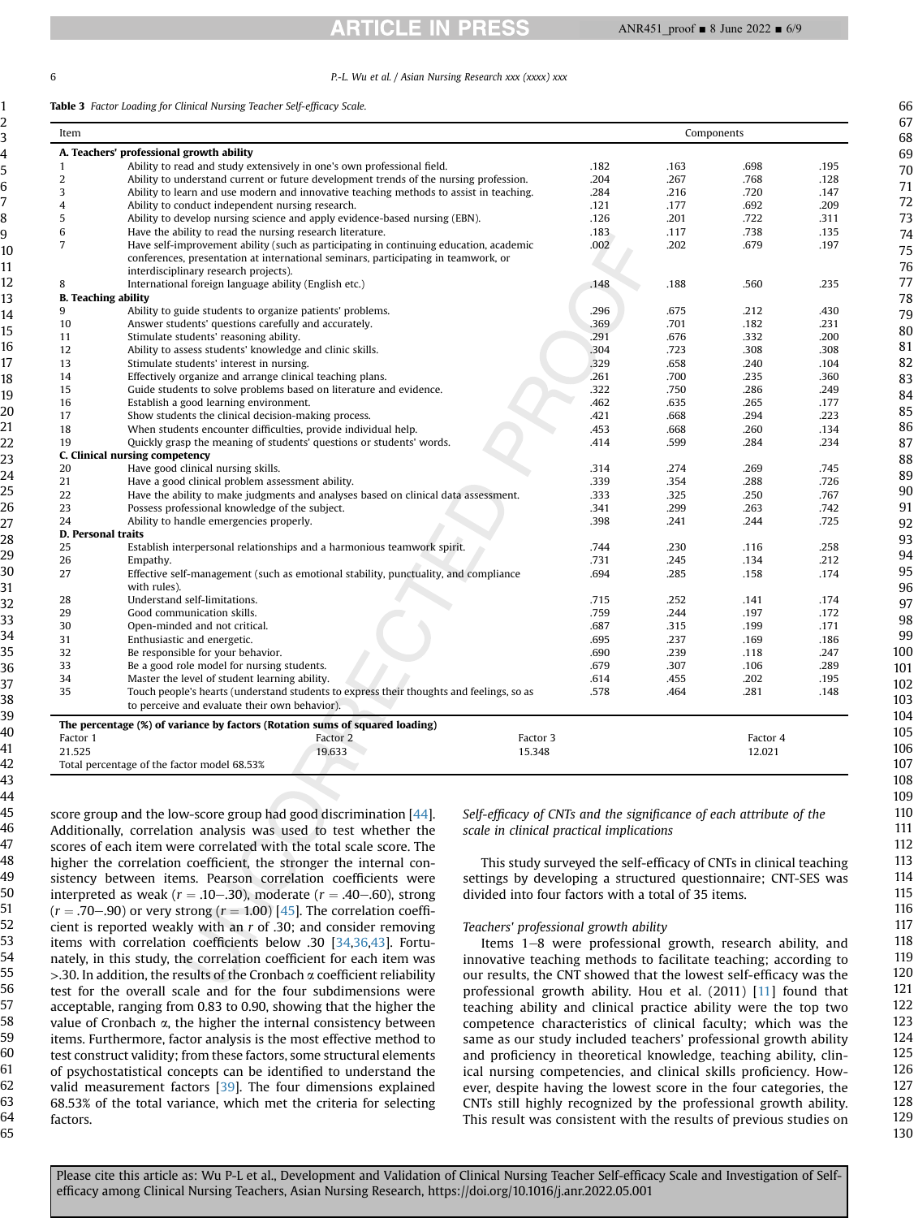**Table 3** *Factor Loading for Clinical Nursing Teacher Self-efficacy Scale.*

| Item | | Components | | | |
|---|---|---|---|---|---|
| **A. Teachers' professional growth ability** | | | | | |
| 1 | Ability to read and study extensively in one's own professional field. | .182 | .163 | .698 | .195 |
| 2 | Ability to understand current or future development trends of the nursing profession. | .204 | .267 | .768 | .128 |
| 3 | Ability to learn and use modern and innovative teaching methods to assist in teaching. | .284 | .216 | .720 | .147 |
| 4 | Ability to conduct independent nursing research. | .121 | .177 | .692 | .209 |
| 5 | Ability to develop nursing science and apply evidence-based nursing (EBN). | .126 | .201 | .722 | .311 |
| 6 | Have the ability to read the nursing research literature. | .183 | .117 | .738 | .135 |
| 7 | Have self-improvement ability (such as participating in continuing education, academic conferences, presentation at international seminars, participating in teamwork, or interdisciplinary research projects). | .002 | .202 | .679 | .197 |
| 8 | International foreign language ability (English etc.) | .148 | .188 | .560 | .235 |
| **B. Teaching ability** | | | | | |
| 9 | Ability to guide students to organize patients' problems. | .296 | .675 | .212 | .430 |
| 10 | Answer students' questions carefully and accurately. | .369 | .701 | .182 | .231 |
| 11 | Stimulate students' reasoning ability. | .291 | .676 | .332 | .200 |
| 12 | Ability to assess students' knowledge and clinic skills. | .304 | .723 | .308 | .308 |
| 13 | Stimulate students' interest in nursing. | .329 | .658 | .240 | .104 |
| 14 | Effectively organize and arrange clinical teaching plans. | .261 | .700 | .235 | .360 |
| 15 | Guide students to solve problems based on literature and evidence. | .322 | .750 | .286 | .249 |
| 16 | Establish a good learning environment. | .462 | .635 | .265 | .177 |
| 17 | Show students the clinical decision-making process. | .421 | .668 | .294 | .223 |
| 18 | When students encounter difficulties, provide individual help. | .453 | .668 | .260 | .134 |
| 19 | Quickly grasp the meaning of students' questions or students' words. | .414 | .599 | .284 | .234 |
| **C. Clinical nursing competency** | | | | | |
| 20 | Have good clinical nursing skills. | .314 | .274 | .269 | .745 |
| 21 | Have a good clinical problem assessment ability. | .339 | .354 | .288 | .726 |
| 22 | Have the ability to make judgments and analyses based on clinical data assessment. | .333 | .325 | .250 | .767 |
| 23 | Possess professional knowledge of the subject. | .341 | .299 | .263 | .742 |
| 24 | Ability to handle emergencies properly. | .398 | .241 | .244 | .725 |
| **D. Personal traits** | | | | | |
| 25 | Establish interpersonal relationships and a harmonious teamwork spirit. | .744 | .230 | .116 | .258 |
| 26 | Empathy. | .731 | .245 | .134 | .212 |
| 27 | Effective self-management (such as emotional stability, punctuality, and compliance with rules). | .694 | .285 | .158 | .174 |
| 28 | Understand self-limitations. | .715 | .252 | .141 | .174 |
| 29 | Good communication skills. | .759 | .244 | .197 | .172 |
| 30 | Open-minded and not critical. | .687 | .315 | .199 | .171 |
| 31 | Enthusiastic and energetic. | .695 | .237 | .169 | .186 |
| 32 | Be responsible for your behavior. | .690 | .239 | .118 | .247 |
| 33 | Be a good role model for nursing students. | .679 | .307 | .106 | .289 |
| 34 | Master the level of student learning ability. | .614 | .455 | .202 | .195 |
| 35 | Touch people's hearts (understand students to express their thoughts and feelings, so as to perceive and evaluate their own behavior). | .578 | .464 | .281 | .148 |
| **The percentage (%) of variance by factors (Rotation sums of squared loading)** | | | | | |
| | | Factor 1 | Factor 2 | Factor 3 | Factor 4 |
| | | 21.525 | 19.633 | 15.348 | 12.021 |
| Total percentage of the factor model 68.53% | | | | | |

score group and the low-score group had good discrimination [44]. Additionally, correlation analysis was used to test whether the scores of each item were correlated with the total scale score. The higher the correlation coefficient, the stronger the internal consistency between items. Pearson correlation coefficients were interpreted as weak ($r$ = .10–.30), moderate ($r$ = .40–.60), strong ($r$ = .70–.90) or very strong ($r$ = 1.00) [45]. The correlation coefficient is reported weakly with an $r$ of .30; and consider removing items with correlation coefficients below .30 [34,36,43]. Fortunately, in this study, the correlation coefficient for each item was >.30. In addition, the results of the Cronbach α coefficient reliability test for the overall scale and for the four subdimensions were acceptable, ranging from 0.83 to 0.90, showing that the higher the value of Cronbach α, the higher the internal consistency between items. Furthermore, factor analysis is the most effective method to test construct validity; from these factors, some structural elements of psychostatistical concepts can be identified to understand the valid measurement factors [39]. The four dimensions explained 68.53% of the total variance, which met the criteria for selecting factors.

*Self-efficacy of CNTs and the significance of each attribute of the scale in clinical practical implications*

This study surveyed the self-efficacy of CNTs in clinical teaching settings by developing a structured questionnaire; CNT-SES was divided into four factors with a total of 35 items.

*Teachers' professional growth ability*

Items 1–8 were professional growth, research ability, and innovative teaching methods to facilitate teaching; according to our results, the CNT showed that the lowest self-efficacy was the professional growth ability. Hou et al. (2011) [11] found that teaching ability and clinical practice ability were the top two competence characteristics of clinical faculty; which was the same as our study included teachers' professional growth ability and proficiency in theoretical knowledge, teaching ability, clinical nursing competencies, and clinical skills proficiency. However, despite having the lowest score in the four categories, the CNTs still highly recognized by the professional growth ability. This result was consistent with the results of previous studies on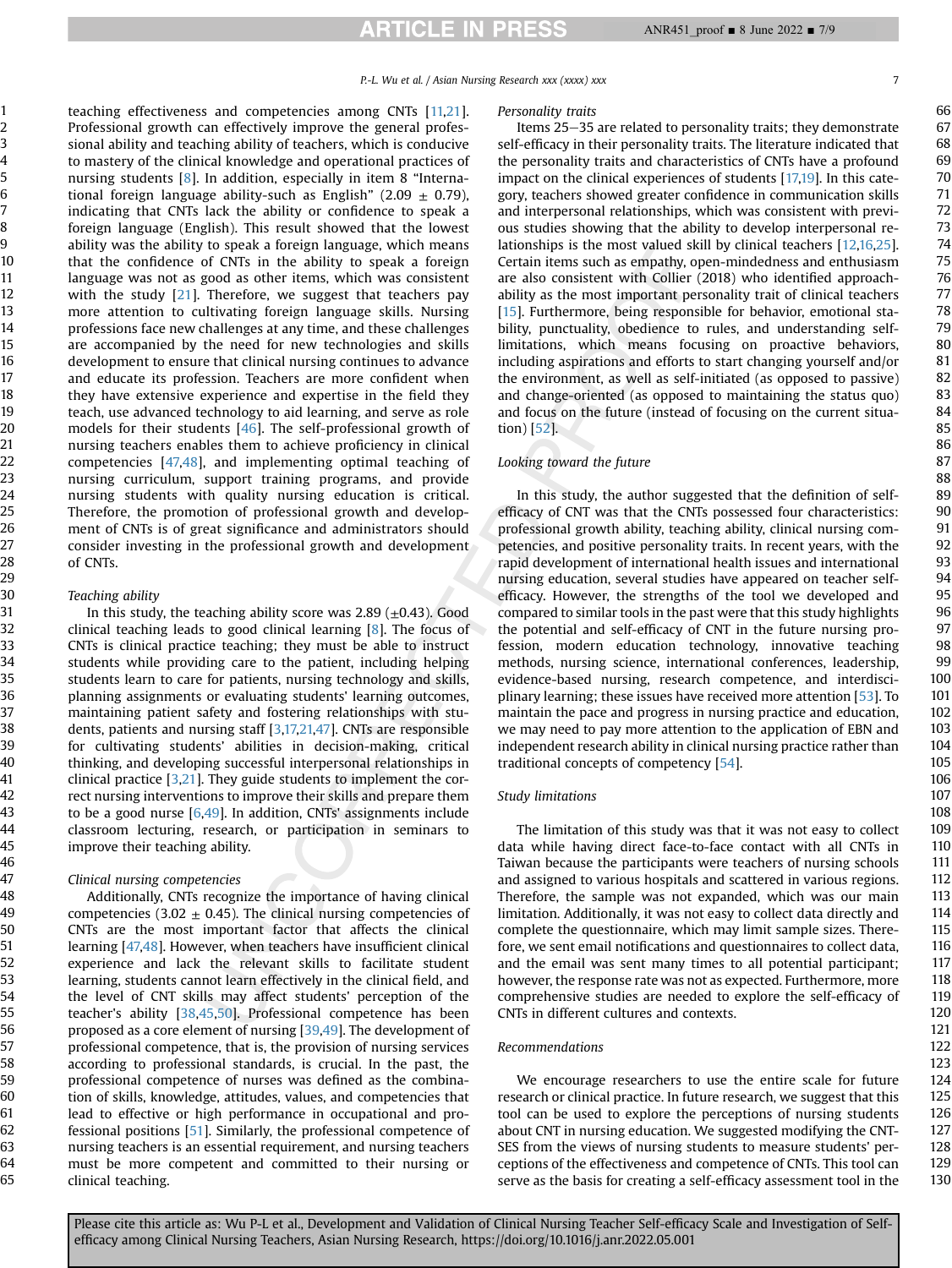teaching effectiveness and competencies among CNTs [11,21]. Professional growth can effectively improve the general professional ability and teaching ability of teachers, which is conducive to mastery of the clinical knowledge and operational practices of nursing students [8]. In addition, especially in item 8 "International foreign language ability-such as English" (2.09 ± 0.79), indicating that CNTs lack the ability or confidence to speak a foreign language (English). This result showed that the lowest ability was the ability to speak a foreign language, which means that the confidence of CNTs in the ability to speak a foreign language was not as good as other items, which was consistent with the study [21]. Therefore, we suggest that teachers pay more attention to cultivating foreign language skills. Nursing professions face new challenges at any time, and these challenges are accompanied by the need for new technologies and skills development to ensure that clinical nursing continues to advance and educate its profession. Teachers are more confident when they have extensive experience and expertise in the field they teach, use advanced technology to aid learning, and serve as role models for their students [46]. The self-professional growth of nursing teachers enables them to achieve proficiency in clinical competencies [47,48], and implementing optimal teaching of nursing curriculum, support training programs, and provide nursing students with quality nursing education is critical. Therefore, the promotion of professional growth and development of CNTs is of great significance and administrators should consider investing in the professional growth and development of CNTs.

*Teaching ability*

In this study, the teaching ability score was 2.89 (±0.43). Good clinical teaching leads to good clinical learning [8]. The focus of CNTs is clinical practice teaching; they must be able to instruct students while providing care to the patient, including helping students learn to care for patients, nursing technology and skills, planning assignments or evaluating students' learning outcomes, maintaining patient safety and fostering relationships with students, patients and nursing staff [3,17,21,47]. CNTs are responsible for cultivating students' abilities in decision-making, critical thinking, and developing successful interpersonal relationships in clinical practice [3,21]. They guide students to implement the correct nursing interventions to improve their skills and prepare them to be a good nurse [6,49]. In addition, CNTs' assignments include classroom lecturing, research, or participation in seminars to improve their teaching ability.

*Clinical nursing competencies*

Additionally, CNTs recognize the importance of having clinical competencies (3.02 ± 0.45). The clinical nursing competencies of CNTs are the most important factor that affects the clinical learning [47,48]. However, when teachers have insufficient clinical experience and lack the relevant skills to facilitate student learning, students cannot learn effectively in the clinical field, and the level of CNT skills may affect students' perception of the teacher's ability [38,45,50]. Professional competence has been proposed as a core element of nursing [39,49]. The development of professional competence, that is, the provision of nursing services according to professional standards, is crucial. In the past, the professional competence of nurses was defined as the combination of skills, knowledge, attitudes, values, and competencies that lead to effective or high performance in occupational and professional positions [51]. Similarly, the professional competence of nursing teachers is an essential requirement, and nursing teachers must be more competent and committed to their nursing or clinical teaching.

*Personality traits*

Items 25–35 are related to personality traits; they demonstrate self-efficacy in their personality traits. The literature indicated that the personality traits and characteristics of CNTs have a profound impact on the clinical experiences of students [17,19]. In this category, teachers showed greater confidence in communication skills and interpersonal relationships, which was consistent with previous studies showing that the ability to develop interpersonal relationships is the most valued skill by clinical teachers [12,16,25]. Certain items such as empathy, open-mindedness and enthusiasm are also consistent with Collier (2018) who identified approachability as the most important personality trait of clinical teachers [15]. Furthermore, being responsible for behavior, emotional stability, punctuality, obedience to rules, and understanding self-limitations, which means focusing on proactive behaviors, including aspirations and efforts to start changing yourself and/or the environment, as well as self-initiated (as opposed to passive) and change-oriented (as opposed to maintaining the status quo) and focus on the future (instead of focusing on the current situation) [52].

*Looking toward the future*

In this study, the author suggested that the definition of self-efficacy of CNT was that the CNTs possessed four characteristics: professional growth ability, teaching ability, clinical nursing competencies, and positive personality traits. In recent years, with the rapid development of international health issues and international nursing education, several studies have appeared on teacher self-efficacy. However, the strengths of the tool we developed and compared to similar tools in the past were that this study highlights the potential and self-efficacy of CNT in the future nursing profession, modern education technology, innovative teaching methods, nursing science, international conferences, leadership, evidence-based nursing, research competence, and interdisciplinary learning; these issues have received more attention [53]. To maintain the pace and progress in nursing practice and education, we may need to pay more attention to the application of EBN and independent research ability in clinical nursing practice rather than traditional concepts of competency [54].

*Study limitations*

The limitation of this study was that it was not easy to collect data while having direct face-to-face contact with all CNTs in Taiwan because the participants were teachers of nursing schools and assigned to various hospitals and scattered in various regions. Therefore, the sample was not expanded, which was our main limitation. Additionally, it was not easy to collect data directly and complete the questionnaire, which may limit sample sizes. Therefore, we sent email notifications and questionnaires to collect data, and the email was sent many times to all potential participant; however, the response rate was not as expected. Furthermore, more comprehensive studies are needed to explore the self-efficacy of CNTs in different cultures and contexts.

*Recommendations*

We encourage researchers to use the entire scale for future research or clinical practice. In future research, we suggest that this tool can be used to explore the perceptions of nursing students about CNT in nursing education. We suggested modifying the CNT-SES from the views of nursing students to measure students' perceptions of the effectiveness and competence of CNTs. This tool can serve as the basis for creating a self-efficacy assessment tool in the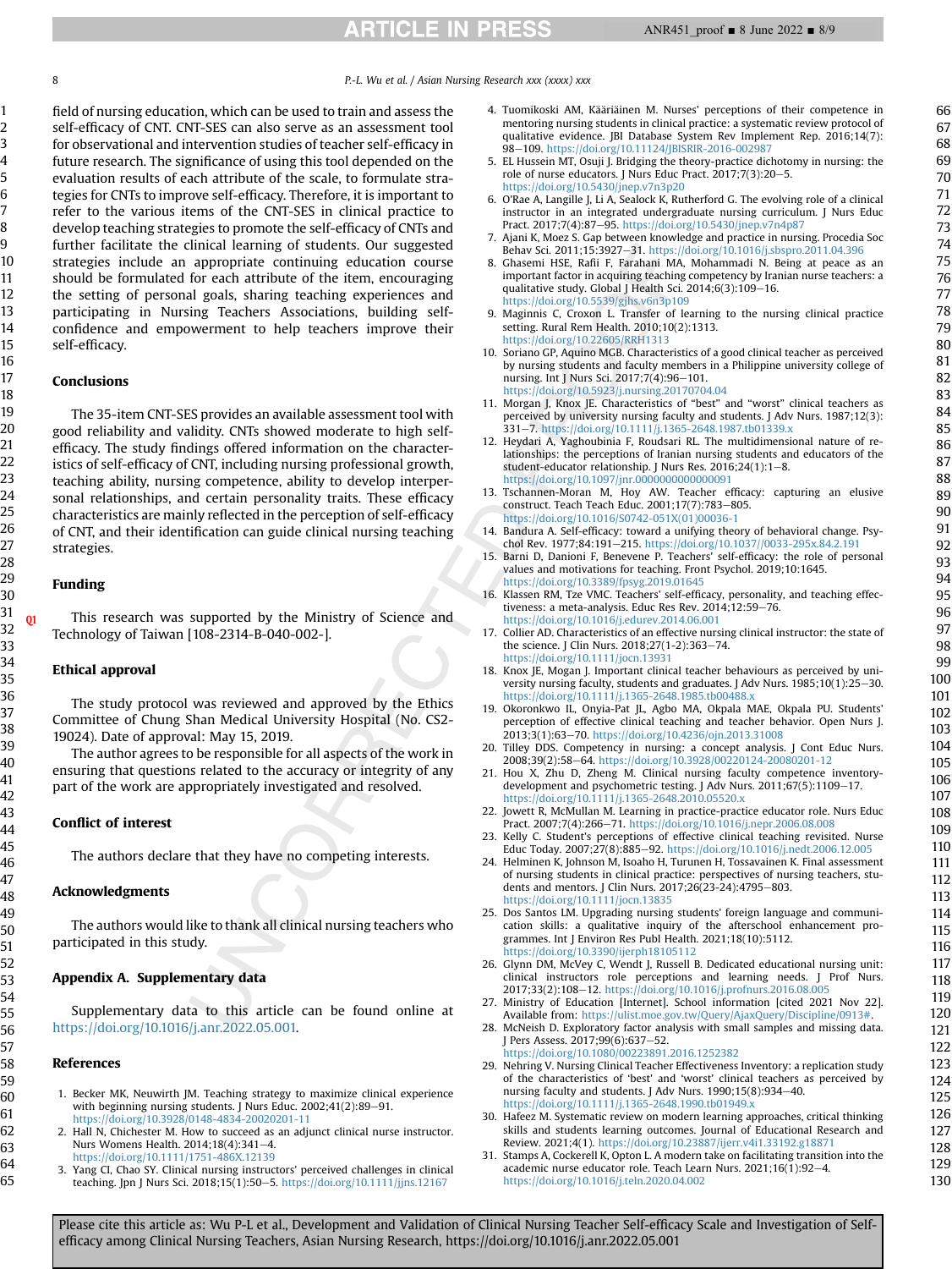field of nursing education, which can be used to train and assess the self-efficacy of CNT. CNT-SES can also serve as an assessment tool for observational and intervention studies of teacher self-efficacy in future research. The significance of using this tool depended on the evaluation results of each attribute of the scale, to formulate strategies for CNTs to improve self-efficacy. Therefore, it is important to refer to the various items of the CNT-SES in clinical practice to develop teaching strategies to promote the self-efficacy of CNTs and further facilitate the clinical learning of students. Our suggested strategies include an appropriate continuing education course should be formulated for each attribute of the item, encouraging the setting of personal goals, sharing teaching experiences and participating in Nursing Teachers Associations, building self-confidence and empowerment to help teachers improve their self-efficacy.

## Conclusions

The 35-item CNT-SES provides an available assessment tool with good reliability and validity. CNTs showed moderate to high self-efficacy. The study findings offered information on the characteristics of self-efficacy of CNT, including nursing professional growth, teaching ability, nursing competence, ability to develop interpersonal relationships, and certain personality traits. These efficacy characteristics are mainly reflected in the perception of self-efficacy of CNT, and their identification can guide clinical nursing teaching strategies.

## Funding

This research was supported by the Ministry of Science and Technology of Taiwan [108-2314-B-040-002-].

## Ethical approval

The study protocol was reviewed and approved by the Ethics Committee of Chung Shan Medical University Hospital (No. CS2-19024). Date of approval: May 15, 2019.

The author agrees to be responsible for all aspects of the work in ensuring that questions related to the accuracy or integrity of any part of the work are appropriately investigated and resolved.

## Conflict of interest

The authors declare that they have no competing interests.

## Acknowledgments

The authors would like to thank all clinical nursing teachers who participated in this study.

## Appendix A. Supplementary data

Supplementary data to this article can be found online at https://doi.org/10.1016/j.anr.2022.05.001.

## References

1. Becker MK, Neuwirth JM. Teaching strategy to maximize clinical experience with beginning nursing students. J Nurs Educ. 2002;41(2):89–91. https://doi.org/10.3928/0148-4834-20020201-11
2. Hall N, Chichester M. How to succeed as an adjunct clinical nurse instructor. Nurs Womens Health. 2014;18(4):341–4. https://doi.org/10.1111/1751-486X.12139
3. Yang CI, Chao SY. Clinical nursing instructors' perceived challenges in clinical teaching. Jpn J Nurs Sci. 2018;15(1):50–5. https://doi.org/10.1111/jjns.12167
4. Tuomikoski AM, Kääriäinen M. Nurses' perceptions of their competence in mentoring nursing students in clinical practice: a systematic review protocol of qualitative evidence. JBI Database System Rev Implement Rep. 2016;14(7):98–109. https://doi.org/10.11124/JBISRIR-2016-002987
5. EL Hussein MT, Osuji J. Bridging the theory-practice dichotomy in nursing: the role of nurse educators. J Nurs Educ Pract. 2017;7(3):20–5. https://doi.org/10.5430/jnep.v7n3p20
6. O'Rae A, Langille J, Li A, Sealock K, Rutherford G. The evolving role of a clinical instructor in an integrated undergraduate nursing curriculum. J Nurs Educ Pract. 2017;7(4):87–95. https://doi.org/10.5430/jnep.v7n4p87
7. Ajani K, Moez S. Gap between knowledge and practice in nursing. Procedia Soc Behav Sci. 2011;15:3927–31. https://doi.org/10.1016/j.sbspro.2011.04.396
8. Ghasemi HSE, Farhani F, Farahani MA, Mohammadi N. Being at peace as an important factor in acquiring teaching competency by Iranian nurse teachers: a qualitative study. Global J Health Sci. 2014;6(3):109–16. https://doi.org/10.5539/gjhs.v6n3p109
9. Maginnis C, Croxon L. Transfer of learning to the nursing clinical practice setting. Rural Rem Health. 2010;10(2):1313. https://doi.org/10.22605/RRH1313
10. Soriano GP, Aquino MGB. Characteristics of a good clinical teacher as perceived by nursing students and faculty members in a Philippine university college of nursing. Int J Nurs Sci. 2017;7(4):96–101. https://doi.org/10.5923/j.nursing.20170704.04
11. Morgan J, Knox JE. Characteristics of "best" and "worst" clinical teachers as perceived by university nursing faculty and students. J Adv Nurs. 1987;12(3):331–7. https://doi.org/10.1111/j.1365-2648.1987.tb01339.x
12. Heydari A, Yaghoubinia F, Roudsari RL. The multidimensional nature of relationships: the perceptions of Iranian nursing students and educators of the student-educator relationship. J Nurs Res. 2016;24(1):1–8. https://doi.org/10.1097/jnr.0000000000000091
13. Tschannen-Moran M, Hoy AW. Teacher efficacy: capturing an elusive construct. Teach Teach Educ. 2001;17(7):783–805. https://doi.org/10.1016/S0742-051X(01)00036-1
14. Bandura A. Self-efficacy: toward a unifying theory of behavioral change. Psychol Rev. 1977;84:191–215. https://doi.org/10.1037//0033-295x.84.2.191
15. Barni D, Danioni F, Benevene P. Teachers' self-efficacy: the role of personal values and motivations for teaching. Front Psychol. 2019;10:1645. https://doi.org/10.3389/fpsyg.2019.01645
16. Klassen RM, Tze VMC. Teachers' self-efficacy, personality, and teaching effectiveness: a meta-analysis. Educ Res Rev. 2014;12:59–76. https://doi.org/10.1016/j.edurev.2014.06.001
17. Collier AD. Characteristics of an effective nursing clinical instructor: the state of the science. J Clin Nurs. 2018;27(1-2):363–74. https://doi.org/10.1111/jocn.13931
18. Knox JE, Mogan J. Important clinical teacher behaviours as perceived by university nursing faculty, students and graduates. J Adv Nurs. 1985;10(1):25–30. https://doi.org/10.1111/j.1365-2648.1985.tb00488.x
19. Okoronkwo IL, Onyia-Pat JL, Agbo MA, Okpala MAE, Okpala PU. Students' perception of effective clinical teaching and teacher behavior. Open Nurs J. 2013;3(1):63–70. https://doi.org/10.4236/ojn.2013.31008
20. Tilley DDS. Competency in nursing: a concept analysis. J Cont Educ Nurs. 2008;39(2):58–64. https://doi.org/10.3928/00220124-20080201-12
21. Hou X, Zhu D, Zheng M. Clinical nursing faculty competence inventory-development and psychometric testing. J Adv Nurs. 2011;67(5):1109–17. https://doi.org/10.1111/j.1365-2648.2010.05520.x
22. Jowett R, McMullan M. Learning in practice-practice educator role. Nurs Educ Pract. 2007;7(4):266–71. https://doi.org/10.1016/j.nepr.2006.08.008
23. Kelly C. Student's perceptions of effective clinical teaching revisited. Nurse Educ Today. 2007;27(8):885–92. https://doi.org/10.1016/j.nedt.2006.12.005
24. Helminen K, Johnson M, Isoaho H, Turunen H, Tossavainen K. Final assessment of nursing students in clinical practice: perspectives of nursing teachers, students and mentors. J Clin Nurs. 2017;26(23-24):4795–803. https://doi.org/10.1111/jocn.13835
25. Dos Santos LM. Upgrading nursing students' foreign language and communication skills: a qualitative inquiry of the afterschool enhancement programmes. Int J Environ Res Publ Health. 2021;18(10):5112. https://doi.org/10.3390/ijerph18105112
26. Glynn DM, McVey C, Wendt J, Russell B. Dedicated educational nursing unit: clinical instructors role perceptions and learning needs. J Prof Nurs. 2017;33(2):108–12. https://doi.org/10.1016/j.profnurs.2016.08.005
27. Ministry of Education [Internet]. School information [cited 2021 Nov 22]. Available from: https://ulist.moe.gov.tw/Query/AjaxQuery/Discipline/0913#.
28. McNeish D. Exploratory factor analysis with small samples and missing data. J Pers Assess. 2017;99(6):637–52. https://doi.org/10.1080/00223891.2016.1252382
29. Nehring V. Nursing Clinical Teacher Effectiveness Inventory: a replication study of the characteristics of 'best' and 'worst' clinical teachers as perceived by nursing faculty and students. J Adv Nurs. 1990;15(8):934–40. https://doi.org/10.1111/j.1365-2648.1990.tb01949.x
30. Hafeez M. Systematic review on modern learning approaches, critical thinking skills and students learning outcomes. Journal of Educational Research and Review. 2021;4(1). https://doi.org/10.23887/ijerr.v4i1.33192.g18871
31. Stamps A, Cockerell K, Opton L. A modern take on facilitating transition into the academic nurse educator role. Teach Learn Nurs. 2021;16(1):92–4. https://doi.org/10.1016/j.teln.2020.04.002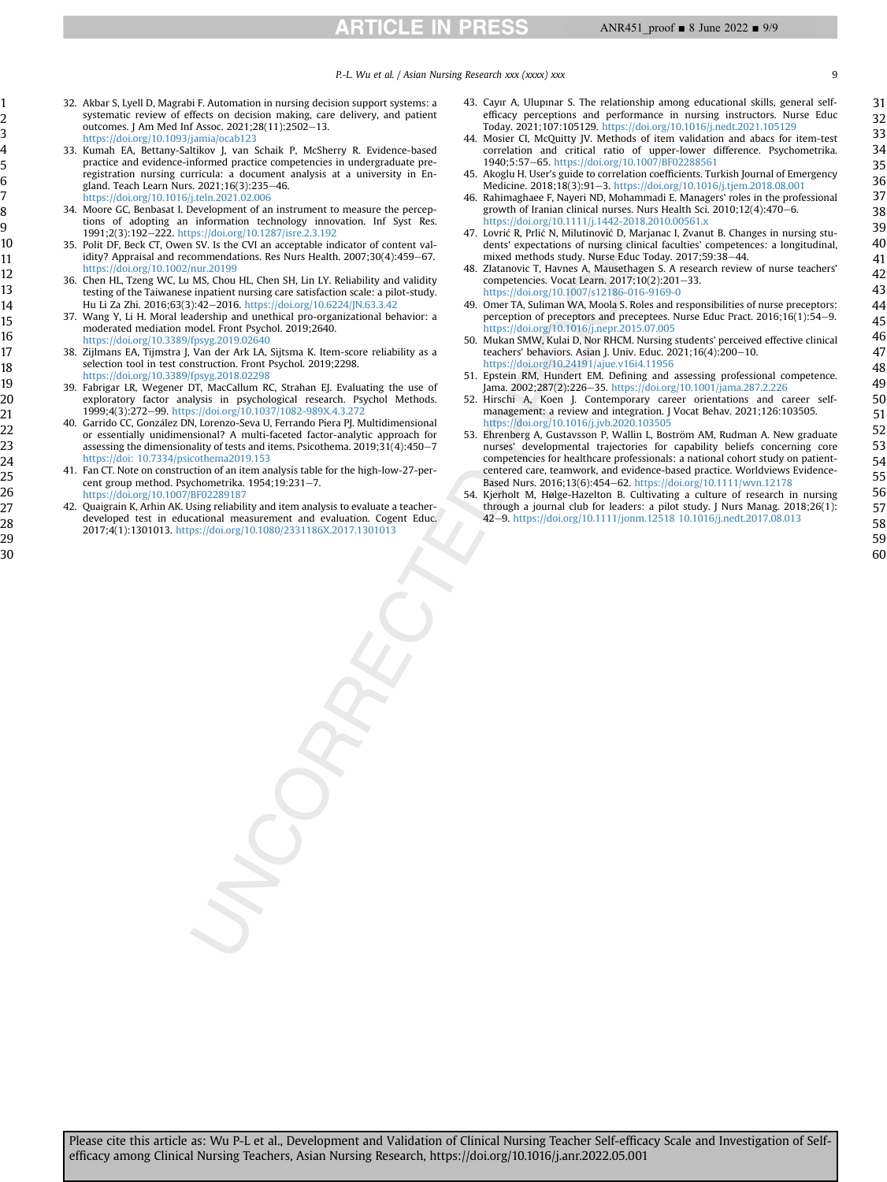32. Akbar S, Lyell D, Magrabi F. Automation in nursing decision support systems: a systematic review of effects on decision making, care delivery, and patient outcomes. J Am Med Inf Assoc. 2021;28(11):2502–13. https://doi.org/10.1093/jamia/ocab123
33. Kumah EA, Bettany-Saltikov J, van Schaik P, McSherry R. Evidence-based practice and evidence-informed practice competencies in undergraduate pre-registration nursing curricula: a document analysis at a university in England. Teach Learn Nurs. 2021;16(3):235–46. https://doi.org/10.1016/j.teln.2021.02.006
34. Moore GC, Benbasat I. Development of an instrument to measure the perceptions of adopting an information technology innovation. Inf Syst Res. 1991;2(3):192–222. https://doi.org/10.1287/isre.2.3.192
35. Polit DF, Beck CT, Owen SV. Is the CVI an acceptable indicator of content validity? Appraisal and recommendations. Res Nurs Health. 2007;30(4):459–67. https://doi.org/10.1002/nur.20199
36. Chen HL, Tzeng WC, Lu MS, Chou HL, Chen SH, Lin LY. Reliability and validity testing of the Taiwanese inpatient nursing care satisfaction scale: a pilot-study. Hu Li Za Zhi. 2016;63(3):42–2016. https://doi.org/10.6224/JN.63.3.42
37. Wang Y, Li H. Moral leadership and unethical pro-organizational behavior: a moderated mediation model. Front Psychol. 2019;2640. https://doi.org/10.3389/fpsyg.2019.02640
38. Zijlmans EA, Tijmstra J, Van der Ark LA, Sijtsma K. Item-score reliability as a selection tool in test construction. Front Psychol. 2019;2298. https://doi.org/10.3389/fpsyg.2018.02298
39. Fabrigar LR, Wegener DT, MacCallum RC, Strahan EJ. Evaluating the use of exploratory factor analysis in psychological research. Psychol Methods. 1999;4(3):272–99. https://doi.org/10.1037/1082-989X.4.3.272
40. Garrido CC, González DN, Lorenzo-Seva U, Ferrando Piera PJ. Multidimensional or essentially unidimensional? A multi-faceted factor-analytic approach for assessing the dimensionality of tests and items. Psicothema. 2019;31(4):450–7 https://doi: 10.7334/psicothema2019.153
41. Fan CT. Note on construction of an item analysis table for the high-low-27-per-cent group method. Psychometrika. 1954;19:231–7. https://doi.org/10.1007/BF02289187
42. Quaigrain K, Arhin AK. Using reliability and item analysis to evaluate a teacher-developed test in educational measurement and evaluation. Cogent Educ. 2017;4(1):1301013. https://doi.org/10.1080/2331186X.2017.1301013
43. Cayır A, Ulupınar S. The relationship among educational skills, general self-efficacy perceptions and performance in nursing instructors. Nurse Educ Today. 2021;107:105129. https://doi.org/10.1016/j.nedt.2021.105129
44. Mosier CI, McQuitty JV. Methods of item validation and abacs for item-test correlation and critical ratio of upper-lower difference. Psychometrika. 1940;5:57–65. https://doi.org/10.1007/BF02288561
45. Akoglu H. User's guide to correlation coefficients. Turkish Journal of Emergency Medicine. 2018;18(3):91–3. https://doi.org/10.1016/j.tjem.2018.08.001
46. Rahimaghaee F, Nayeri ND, Mohammadi E. Managers' roles in the professional growth of Iranian clinical nurses. Nurs Health Sci. 2010;12(4):470–6. https://doi.org/10.1111/j.1442-2018.2010.00561.x
47. Lovrić R, Prlić N, Milutinović D, Marjanac I, Žvanut B. Changes in nursing students' expectations of nursing clinical faculties' competences: a longitudinal, mixed methods study. Nurse Educ Today. 2017;59:38–44.
48. Zlatanovic T, Havnes A, Mausethagen S. A research review of nurse teachers' competencies. Vocat Learn. 2017;10(2):201–33. https://doi.org/10.1007/s12186-016-9169-0
49. Omer TA, Suliman WA, Moola S. Roles and responsibilities of nurse preceptors: perception of preceptors and preceptees. Nurse Educ Pract. 2016;16(1):54–9. https://doi.org/10.1016/j.nepr.2015.07.005
50. Mukan SMW, Kulai D, Nor RHCM. Nursing students' perceived effective clinical teachers' behaviors. Asian J. Univ. Educ. 2021;16(4):200–10. https://doi.org/10.24191/ajue.v16i4.11956
51. Epstein RM, Hundert EM. Defining and assessing professional competence. Jama. 2002;287(2):226–35. https://doi.org/10.1001/jama.287.2.226
52. Hirschi A, Koen J. Contemporary career orientations and career self-management: a review and integration. J Vocat Behav. 2021;126:103505. https://doi.org/10.1016/j.jvb.2020.103505
53. Ehrenberg A, Gustavsson P, Wallin L, Boström AM, Rudman A. New graduate nurses' developmental trajectories for capability beliefs concerning core competencies for healthcare professionals: a national cohort study on patient-centered care, teamwork, and evidence-based practice. Worldviews Evidence-Based Nurs. 2016;13(6):454–62. https://doi.org/10.1111/wvn.12178
54. Kjerholt M, Hølge-Hazelton B. Cultivating a culture of research in nursing through a journal club for leaders: a pilot study. J Nurs Manag. 2018;26(1):42–9. https://doi.org/10.1111/jonm.12518 10.1016/j.nedt.2017.08.013

Please cite this article as: Wu P-L et al., Development and Validation of Clinical Nursing Teacher Self-efficacy Scale and Investigation of Self-efficacy among Clinical Nursing Teachers, Asian Nursing Research, https://doi.org/10.1016/j.anr.2022.05.001